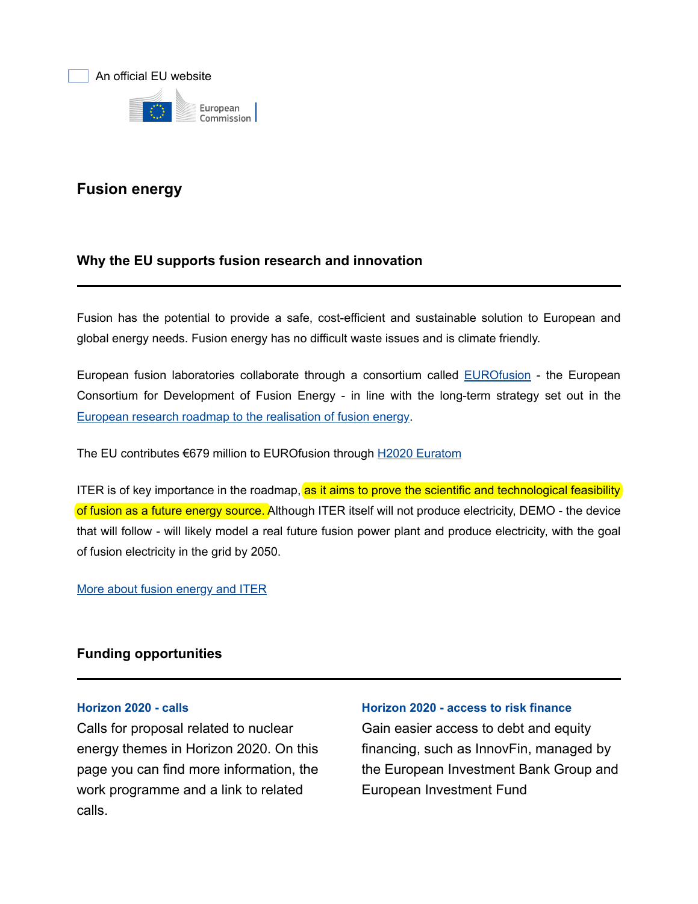An official EU website

European Commission

# Fusion energy

## Why the EU supports fusion research and innovation

Fusion has the potential to provide a safe, cost-efficient and sustainable solution to European and global energy needs. Fusion energy has no difficult waste issues and is climate friendly.

European fusion laboratories collaborate through a consortium called [EUROfusion] - the European Consortium for Development of Fusion Energy - in line with the long-term strategy set out in the [European research roadmap to the realisation of fusion energy].

The EU contributes €679 million to EUROfusion through [H2020 Euratom]

ITER is of key importance in the roadmap, as it aims to prove the scientific and technological feasibility of fusion as a future energy source. Although ITER itself will not produce electricity, DEMO - the device that will follow - will likely model a real future fusion power plant and produce electricity, with the goal of fusion electricity in the grid by 2050.

[More about fusion energy and ITER]

## Funding opportunities

**Horizon 2020 - calls**

Calls for proposal related to nuclear energy themes in Horizon 2020. On this page you can find more information, the work programme and a link to related calls.

**Horizon 2020 - access to risk finance**

Gain easier access to debt and equity financing, such as InnovFin, managed by the European Investment Bank Group and European Investment Fund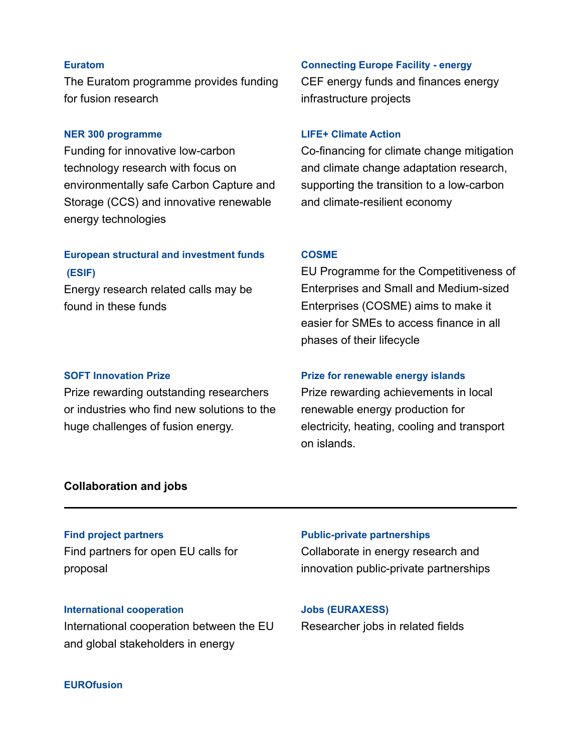**Euratom**

The Euratom programme provides funding for fusion research

**Connecting Europe Facility - energy**

CEF energy funds and finances energy infrastructure projects

**NER 300 programme**

Funding for innovative low-carbon technology research with focus on environmentally safe Carbon Capture and Storage (CCS) and innovative renewable energy technologies

**LIFE+ Climate Action**

Co-financing for climate change mitigation and climate change adaptation research, supporting the transition to a low-carbon and climate-resilient economy

**European structural and investment funds (ESIF)**

Energy research related calls may be found in these funds

**COSME**

EU Programme for the Competitiveness of Enterprises and Small and Medium-sized Enterprises (COSME) aims to make it easier for SMEs to access finance in all phases of their lifecycle

**SOFT Innovation Prize**

Prize rewarding outstanding researchers or industries who find new solutions to the huge challenges of fusion energy.

**Prize for renewable energy islands**

Prize rewarding achievements in local renewable energy production for electricity, heating, cooling and transport on islands.

## Collaboration and jobs

**Find project partners**

Find partners for open EU calls for proposal

**Public-private partnerships**

Collaborate in energy research and innovation public-private partnerships

**International cooperation**

International cooperation between the EU and global stakeholders in energy

**Jobs (EURAXESS)**

Researcher jobs in related fields

**EUROfusion**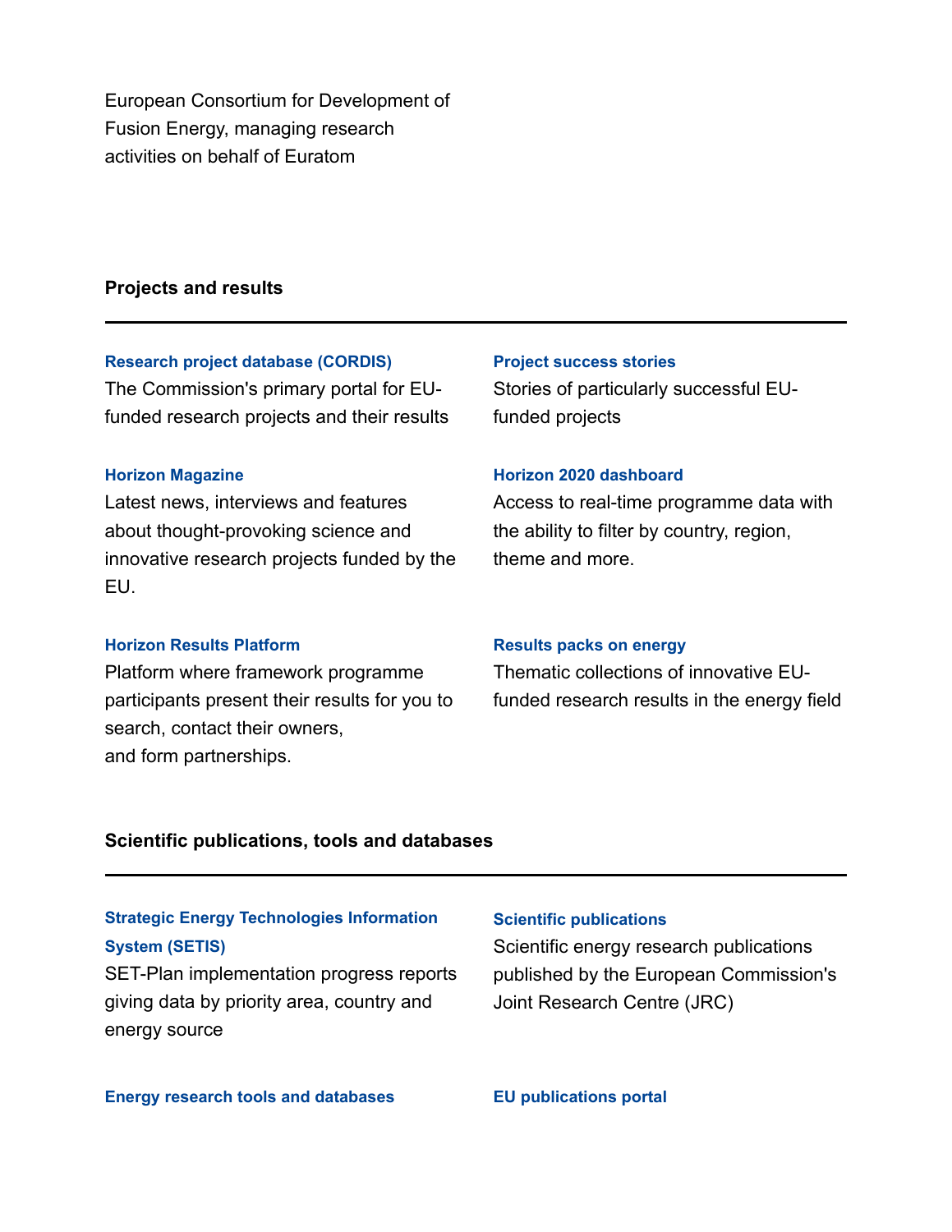European Consortium for Development of Fusion Energy, managing research activities on behalf of Euratom

## Projects and results

**Research project database (CORDIS)**
The Commission's primary portal for EU-funded research projects and their results

**Project success stories**
Stories of particularly successful EU-funded projects

**Horizon Magazine**
Latest news, interviews and features about thought-provoking science and innovative research projects funded by the EU.

**Horizon 2020 dashboard**
Access to real-time programme data with the ability to filter by country, region, theme and more.

**Horizon Results Platform**
Platform where framework programme participants present their results for you to search, contact their owners, and form partnerships.

**Results packs on energy**
Thematic collections of innovative EU-funded research results in the energy field

## Scientific publications, tools and databases

**Strategic Energy Technologies Information System (SETIS)**
SET-Plan implementation progress reports giving data by priority area, country and energy source

**Scientific publications**
Scientific energy research publications published by the European Commission's Joint Research Centre (JRC)

**Energy research tools and databases**

**EU publications portal**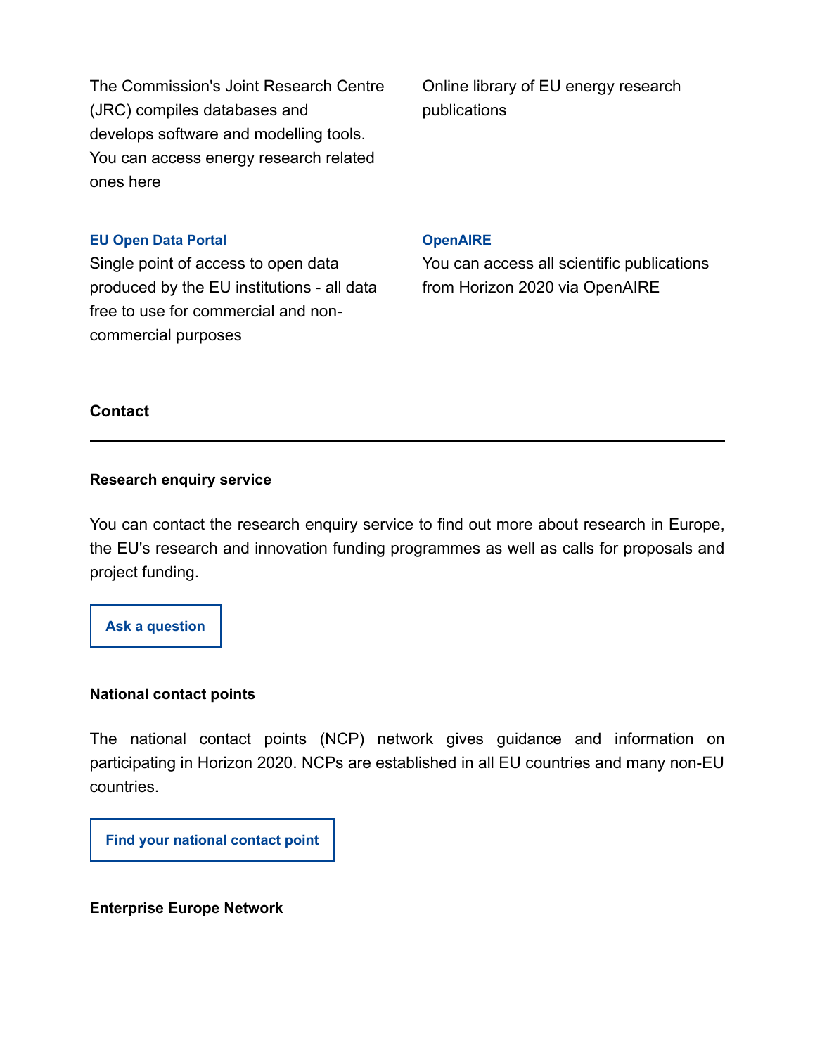The Commission's Joint Research Centre (JRC) compiles databases and develops software and modelling tools. You can access energy research related ones here

Online library of EU energy research publications

**EU Open Data Portal**

Single point of access to open data produced by the EU institutions - all data free to use for commercial and non-commercial purposes

**OpenAIRE**

You can access all scientific publications from Horizon 2020 via OpenAIRE

## Contact

### Research enquiry service

You can contact the research enquiry service to find out more about research in Europe, the EU's research and innovation funding programmes as well as calls for proposals and project funding.

**Ask a question**

### National contact points

The national contact points (NCP) network gives guidance and information on participating in Horizon 2020. NCPs are established in all EU countries and many non-EU countries.

**Find your national contact point**

### Enterprise Europe Network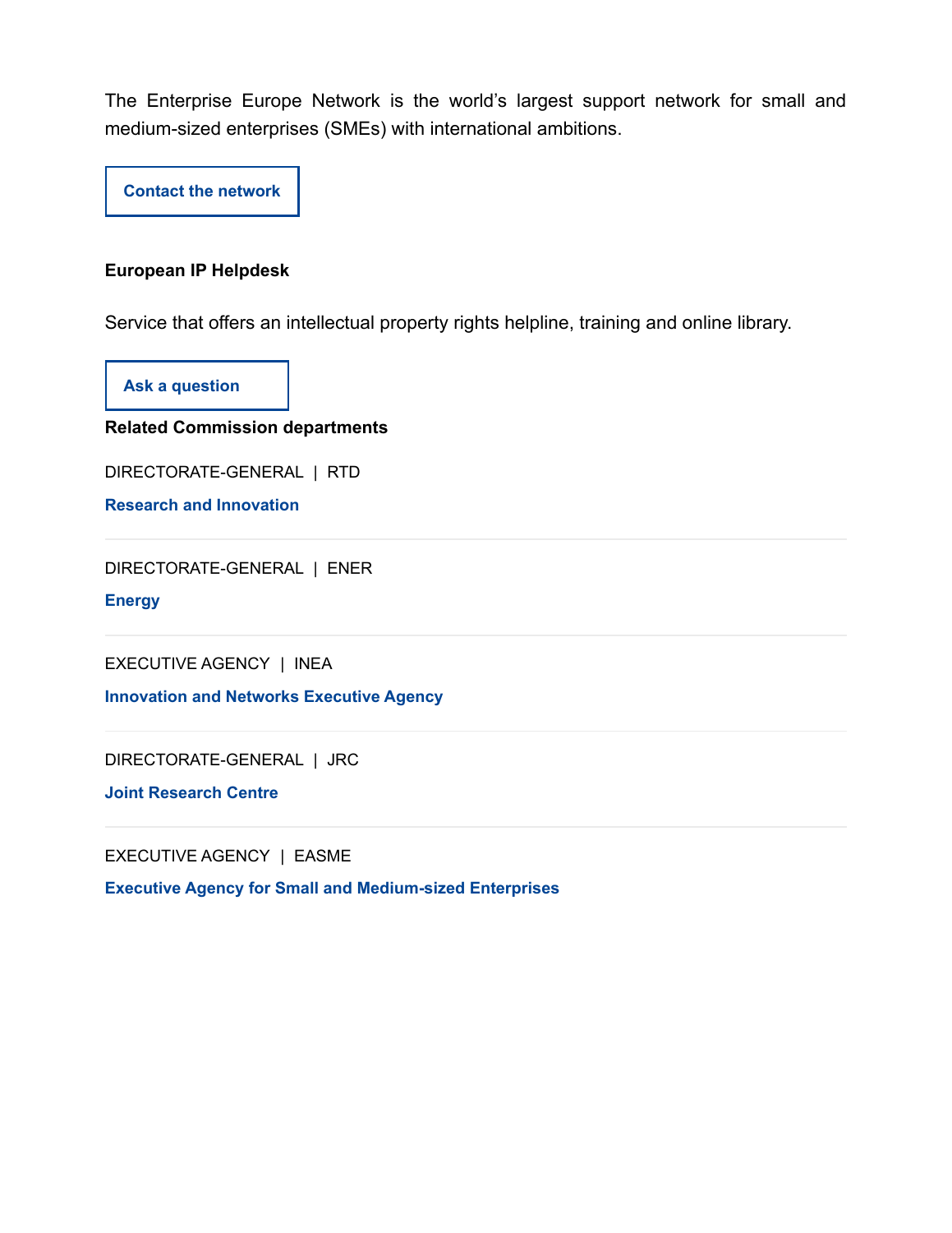The Enterprise Europe Network is the world's largest support network for small and medium-sized enterprises (SMEs) with international ambitions.

Contact the network

**European IP Helpdesk**

Service that offers an intellectual property rights helpline, training and online library.

Ask a question

**Related Commission departments**

DIRECTORATE-GENERAL | RTD

**Research and Innovation**

---

DIRECTORATE-GENERAL | ENER

**Energy**

---

EXECUTIVE AGENCY | INEA

**Innovation and Networks Executive Agency**

---

DIRECTORATE-GENERAL | JRC

**Joint Research Centre**

---

EXECUTIVE AGENCY | EASME

**Executive Agency for Small and Medium-sized Enterprises**